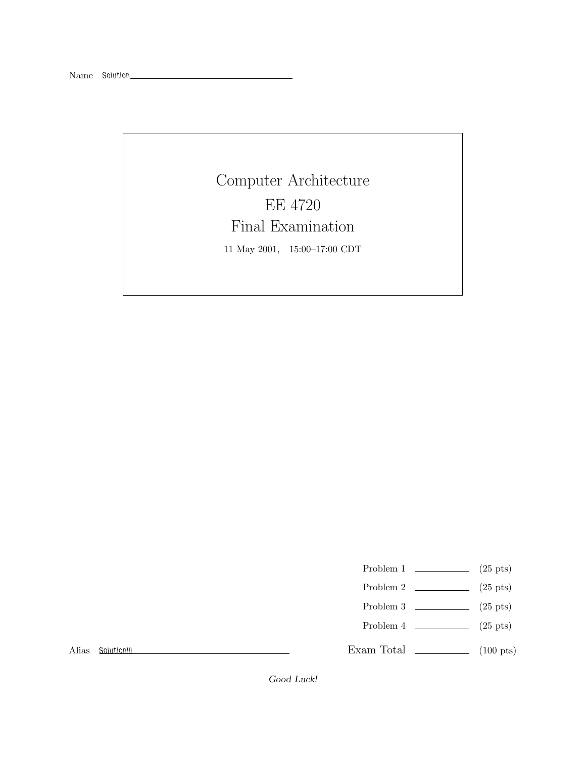Name Solution

# Computer Architecture

# EE 4720

# Final Examination

11 May 2001, 15:00–17:00 CDT

| | | |
|---|---|---|
| Problem 1 | | (25 pts) |
| Problem 2 | | (25 pts) |
| Problem 3 | | (25 pts) |
| Problem 4 | | (25 pts) |
| Exam Total | | (100 pts) |

Alias Solution!!!

*Good Luck!*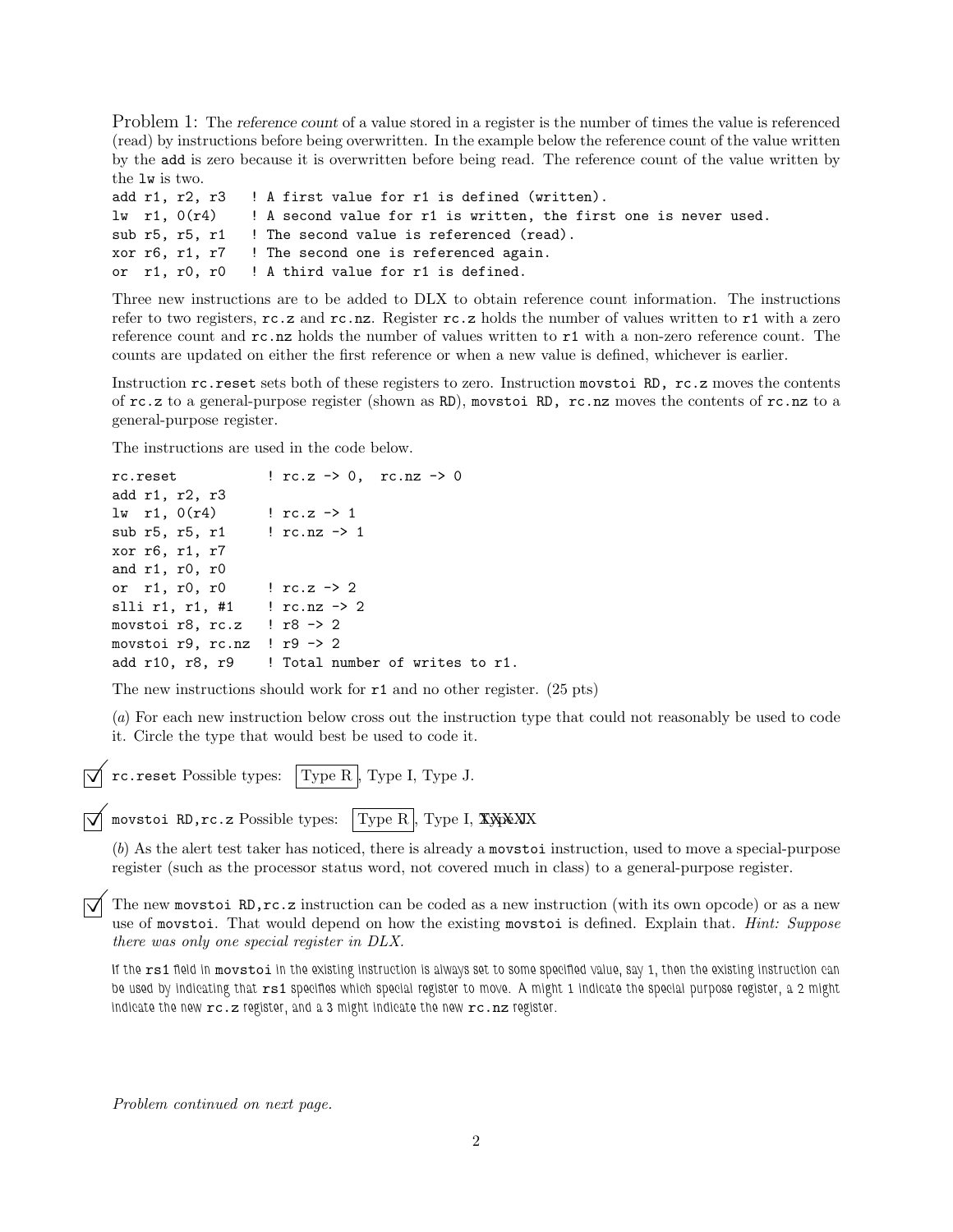Problem 1: The *reference count* of a value stored in a register is the number of times the value is referenced (read) by instructions before being overwritten. In the example below the reference count of the value written by the add is zero because it is overwritten before being read. The reference count of the value written by the lw is two.

```
add r1, r2, r3   ! A first value for r1 is defined (written).
lw  r1, 0(r4)    ! A second value for r1 is written, the first one is never used.
sub r5, r5, r1   ! The second value is referenced (read).
xor r6, r1, r7   ! The second one is referenced again.
or  r1, r0, r0   ! A third value for r1 is defined.
```

Three new instructions are to be added to DLX to obtain reference count information. The instructions refer to two registers, `rc.z` and `rc.nz`. Register `rc.z` holds the number of values written to `r1` with a zero reference count and `rc.nz` holds the number of values written to `r1` with a non-zero reference count. The counts are updated on either the first reference or when a new value is defined, whichever is earlier.

Instruction `rc.reset` sets both of these registers to zero. Instruction `movstoi RD, rc.z` moves the contents of `rc.z` to a general-purpose register (shown as `RD`), `movstoi RD, rc.nz` moves the contents of `rc.nz` to a general-purpose register.

The instructions are used in the code below.

```
rc.reset           ! rc.z -> 0,  rc.nz -> 0
add r1, r2, r3
lw  r1, 0(r4)      ! rc.z -> 1
sub r5, r5, r1     ! rc.nz -> 1
xor r6, r1, r7
and r1, r0, r0
or  r1, r0, r0     ! rc.z -> 2
slli r1, r1, #1    ! rc.nz -> 2
movstoi r8, rc.z   ! r8 -> 2
movstoi r9, rc.nz  ! r9 -> 2
add r10, r8, r9    ! Total number of writes to r1.
```

The new instructions should work for `r1` and no other register. (25 pts)

(*a*) For each new instruction below cross out the instruction type that could not reasonably be used to code it. Circle the type that would best be used to code it.

☑ `rc.reset` Possible types: [Type R], Type I, Type J.

☑ `movstoi RD,rc.z` Possible types: [Type R], Type I, ~~Type J~~

(*b*) As the alert test taker has noticed, there is already a `movstoi` instruction, used to move a special-purpose register (such as the processor status word, not covered much in class) to a general-purpose register.

☑ The new `movstoi RD,rc.z` instruction can be coded as a new instruction (with its own opcode) or as a new use of `movstoi`. That would depend on how the existing `movstoi` is defined. Explain that. *Hint: Suppose there was only one special register in DLX.*

If the `rs1` field in `movstoi` in the existing instruction is always set to some specified value, say 1, then the existing instruction can be used by indicating that `rs1` specifies which special register to move. A might 1 indicate the special purpose register, a 2 might indicate the new `rc.z` register, and a 3 might indicate the new `rc.nz` register.

*Problem continued on next page.*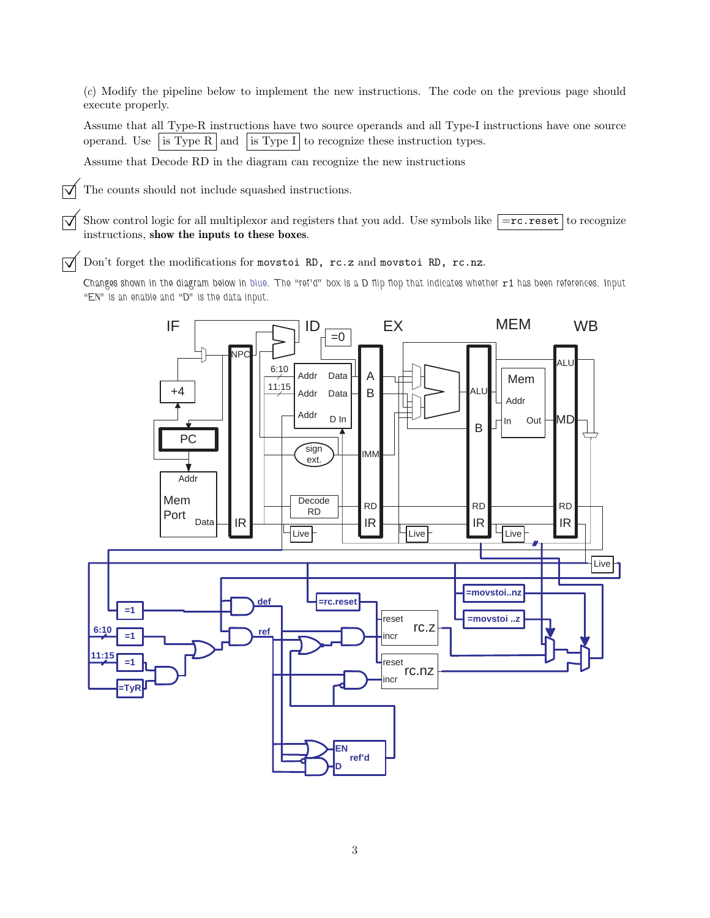(*c*) Modify the pipeline below to implement the new instructions. The code on the previous page should execute properly.

Assume that all Type-R instructions have two source operands and all Type-I instructions have one source operand. Use is Type R and is Type I to recognize these instruction types.

Assume that Decode RD in the diagram can recognize the new instructions

☑ The counts should not include squashed instructions.

☑ Show control logic for all multiplexor and registers that you add. Use symbols like `=rc.reset` to recognize instructions, **show the inputs to these boxes**.

☑ Don't forget the modifications for `movstoi RD, rc.z` and `movstoi RD, rc.nz`.

Changes shown in the diagram below in blue. The "ref'd" box is a D flip flop that indicates whether `r1` has been references. Input "EN" is an enable and "D" is the data input.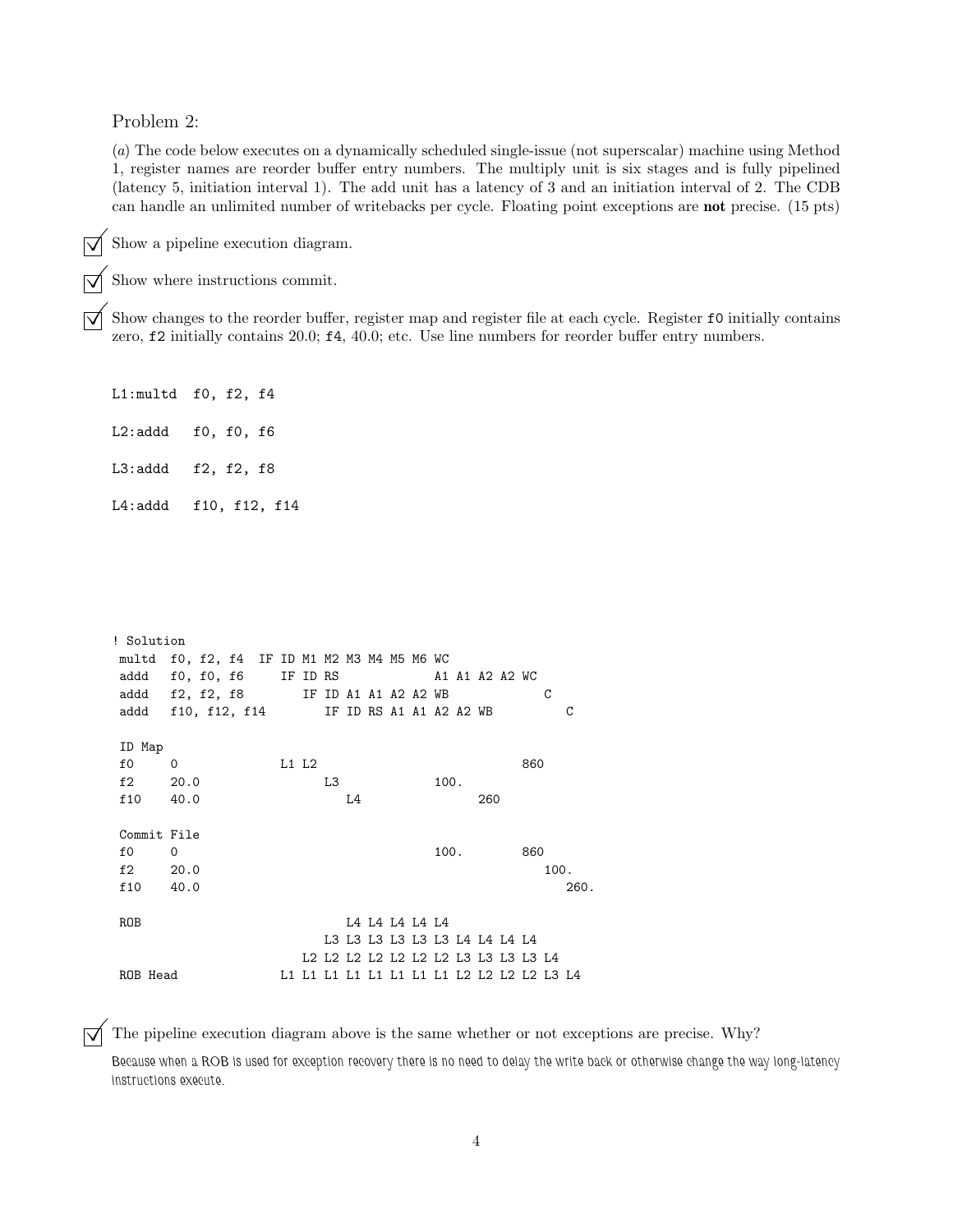Problem 2:

(*a*) The code below executes on a dynamically scheduled single-issue (not superscalar) machine using Method 1, register names are reorder buffer entry numbers. The multiply unit is six stages and is fully pipelined (latency 5, initiation interval 1). The add unit has a latency of 3 and an initiation interval of 2. The CDB can handle an unlimited number of writebacks per cycle. Floating point exceptions are **not** precise. (15 pts)

☑ Show a pipeline execution diagram.

☑ Show where instructions commit.

☑ Show changes to the reorder buffer, register map and register file at each cycle. Register `f0` initially contains zero, `f2` initially contains 20.0; `f4`, 40.0; etc. Use line numbers for reorder buffer entry numbers.

```
L1:multd  f0, f2, f4

L2:addd   f0, f0, f6

L3:addd   f2, f2, f8

L4:addd   f10, f12, f14
```

```
! Solution
 multd  f0, f2, f4  IF ID M1 M2 M3 M4 M5 M6 WC
 addd   f0, f0, f6     IF ID RS             A1 A1 A2 A2 WC
 addd   f2, f2, f8        IF ID A1 A1 A2 A2 WB             C
 addd   f10, f12, f14        IF ID RS A1 A1 A2 A2 WB          C

 ID Map
 f0     0              L1 L2                            860
 f2     20.0                 L3             100.
 f10    40.0                    L4                260

 Commit File
 f0     0                                   100.        860
 f2     20.0                                               100.
 f10    40.0                                                  260.

 ROB                            L4 L4 L4 L4 L4
                             L3 L3 L3 L3 L3 L3 L4 L4 L4 L4
                          L2 L2 L2 L2 L2 L2 L2 L3 L3 L3 L3 L4
 ROB Head              L1 L1 L1 L1 L1 L1 L1 L1 L2 L2 L2 L2 L3 L4
```

☑ The pipeline execution diagram above is the same whether or not exceptions are precise. Why?

*Because when a ROB is used for exception recovery there is no need to delay the write back or otherwise change the way long-latency instructions execute.*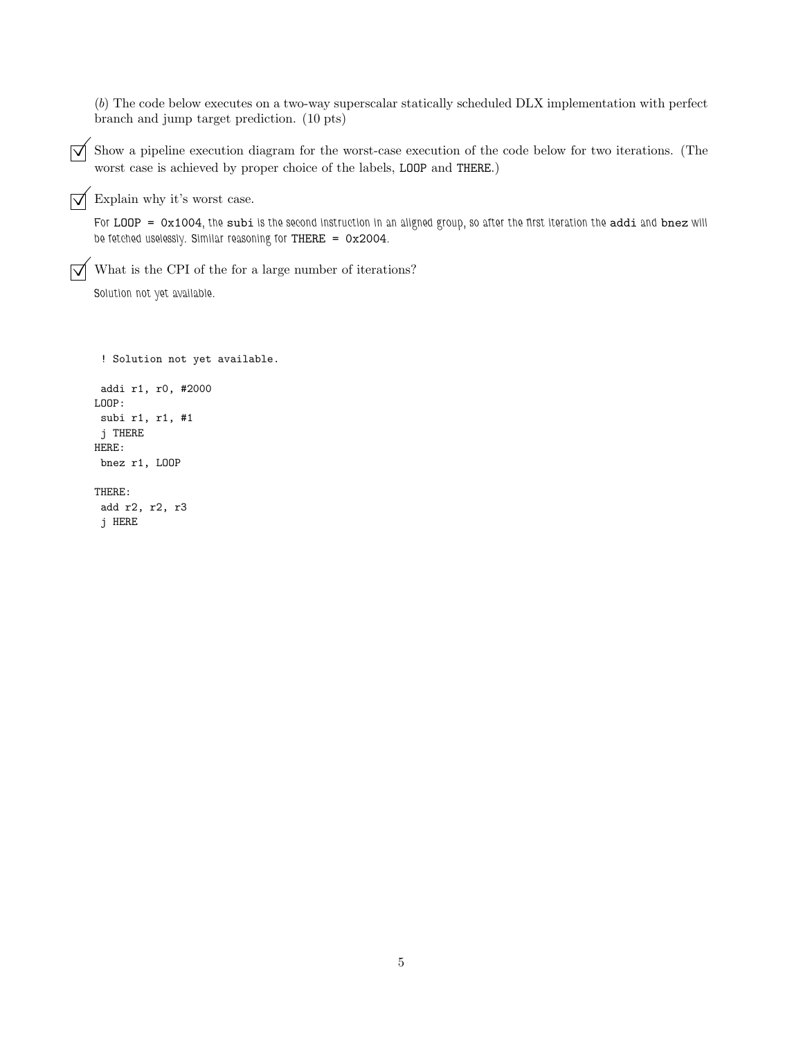(*b*) The code below executes on a two-way superscalar statically scheduled DLX implementation with perfect branch and jump target prediction. (10 pts)

☑ Show a pipeline execution diagram for the worst-case execution of the code below for two iterations. (The worst case is achieved by proper choice of the labels, `LOOP` and `THERE`.)

☑ Explain why it's worst case.

*For `LOOP = 0x1004`, the `subi` is the second instruction in an aligned group, so after the first iteration the `addi` and `bnez` will be fetched uselessly. Similar reasoning for `THERE = 0x2004`.*

☑ What is the CPI of the for a large number of iterations?

*Solution not yet available.*

```
 ! Solution not yet available.

 addi r1, r0, #2000
LOOP:
 subi r1, r1, #1
 j THERE
HERE:
 bnez r1, LOOP

THERE:
 add r2, r2, r3
 j HERE
```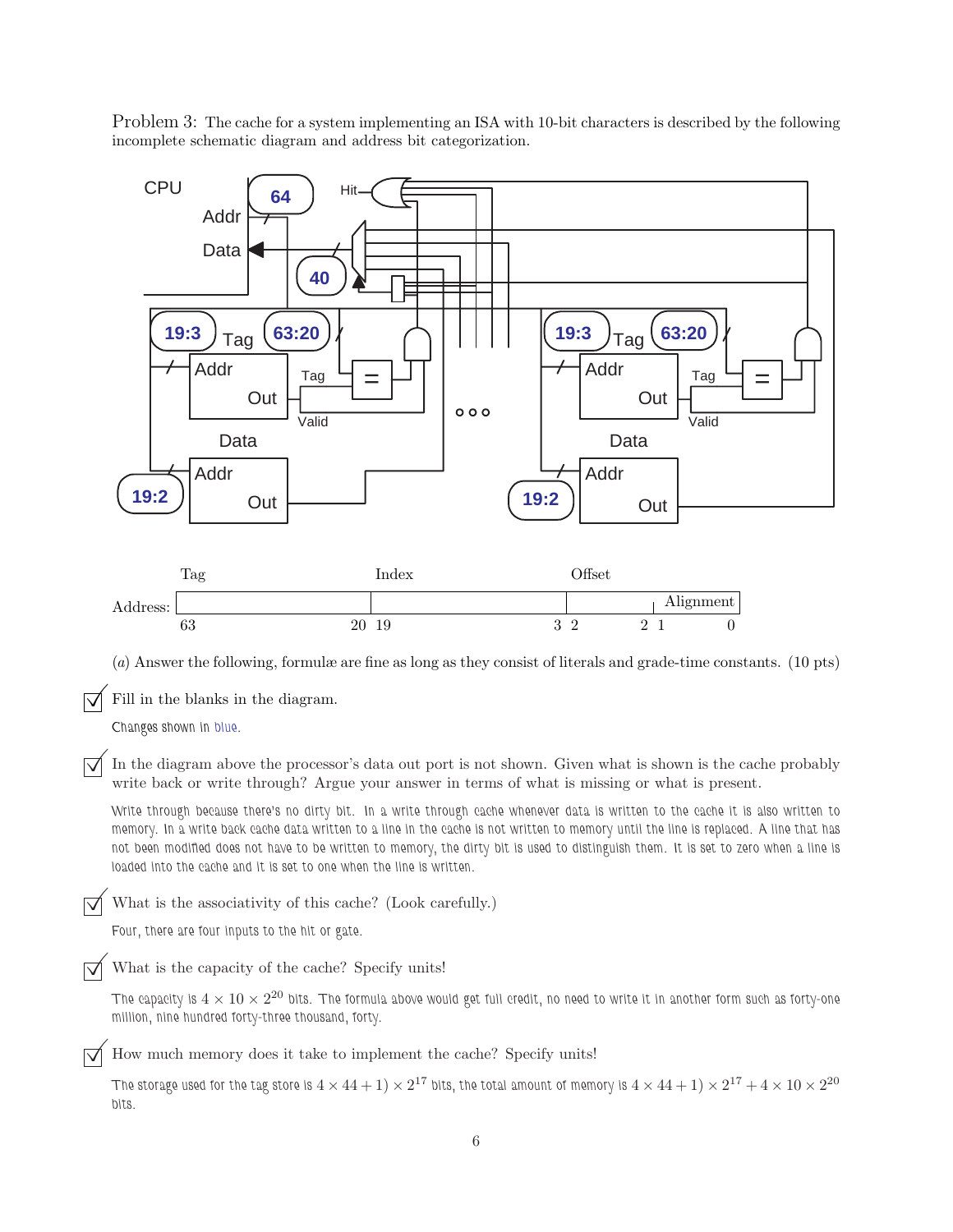Problem 3: The cache for a system implementing an ISA with 10-bit characters is described by the following incomplete schematic diagram and address bit categorization.

| Tag | | Index | | Offset | |
|---|---|---|---|---|---|
| 63 | 20 | 19 | 3 | 2 &nbsp;&nbsp; 2 | 1 &nbsp;&nbsp; 0 (Alignment) |

(*a*) Answer the following, formulæ are fine as long as they consist of literals and grade-time constants. (10 pts)

☑ Fill in the blanks in the diagram.

Changes shown in blue.

☑ In the diagram above the processor's data out port is not shown. Given what is shown is the cache probably write back or write through? Argue your answer in terms of what is missing or what is present.

Write through because there's no dirty bit. In a write through cache whenever data is written to the cache it is also written to memory. In a write back cache data written to a line in the cache is not written to memory until the line is replaced. A line that has not been modified does not have to be written to memory, the dirty bit is used to distinguish them. It is set to zero when a line is loaded into the cache and it is set to one when the line is written.

☑ What is the associativity of this cache? (Look carefully.)

Four, there are four inputs to the hit or gate.

☑ What is the capacity of the cache? Specify units!

The capacity is $4 \times 10 \times 2^{20}$ bits. The formula above would get full credit, no need to write it in another form such as forty-one million, nine hundred forty-three thousand, forty.

☑ How much memory does it take to implement the cache? Specify units!

The storage used for the tag store is $4 \times 44 + 1) \times 2^{17}$ bits, the total amount of memory is $4 \times 44 + 1) \times 2^{17} + 4 \times 10 \times 2^{20}$ bits.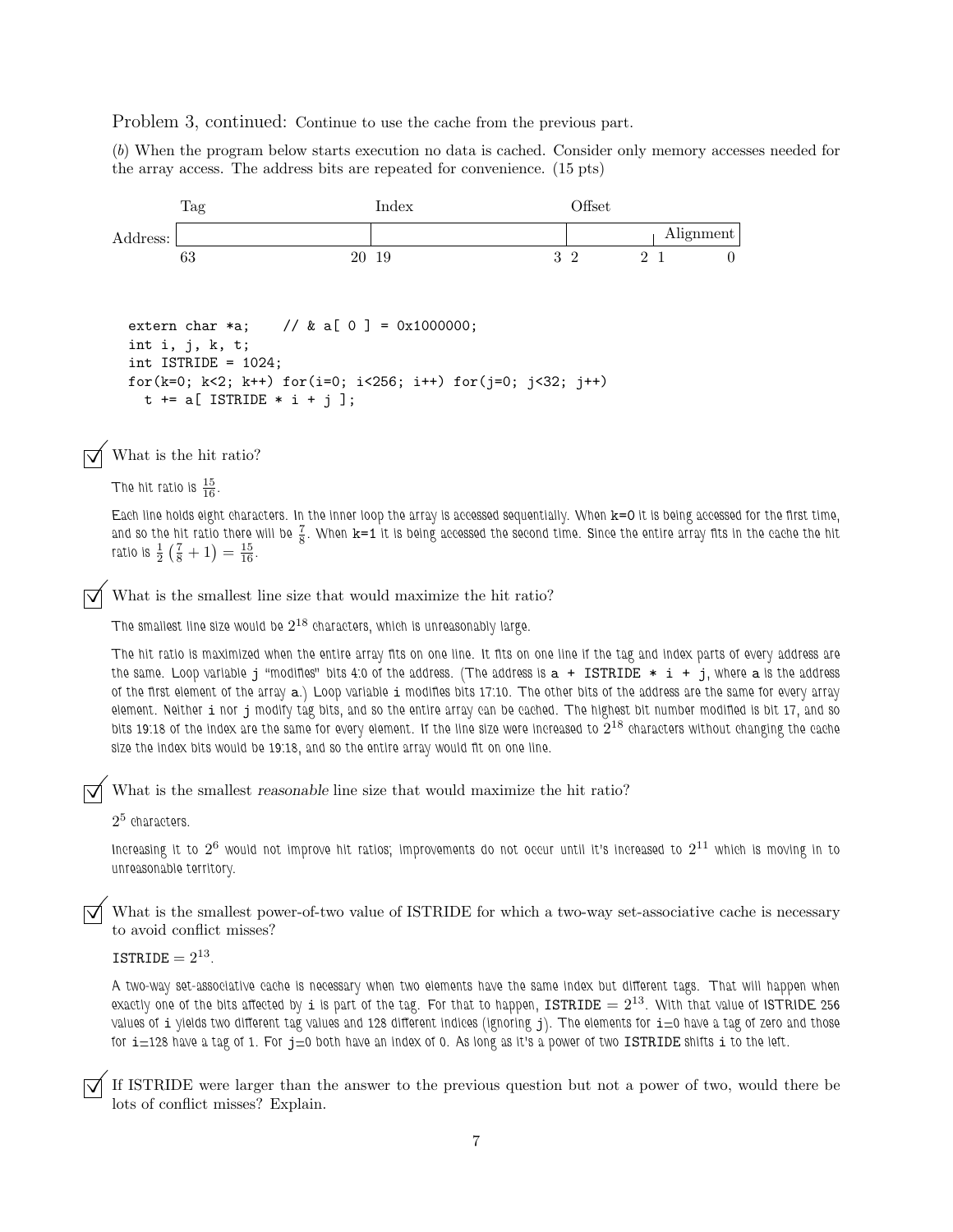Problem 3, continued: Continue to use the cache from the previous part.

(*b*) When the program below starts execution no data is cached. Consider only memory accesses needed for the array access. The address bits are repeated for convenience. (15 pts)

| | Tag | Index | Offset | Alignment |
|---|---|---|---|---|
| Address: | 63 — 20 | 19 — 3 | 2 — 2 | 1 — 0 |

```
extern char *a;    // & a[ 0 ] = 0x1000000;
int i, j, k, t;
int ISTRIDE = 1024;
for(k=0; k<2; k++) for(i=0; i<256; i++) for(j=0; j<32; j++)
  t += a[ ISTRIDE * i + j ];
```

☑ What is the hit ratio?

The hit ratio is $\frac{15}{16}$.

Each line holds eight characters. In the inner loop the array is accessed sequentially. When k=0 it is being accessed for the first time, and so the hit ratio there will be $\frac{7}{8}$. When k=1 it is being accessed the second time. Since the entire array fits in the cache the hit ratio is $\frac{1}{2}\left(\frac{7}{8}+1\right)=\frac{15}{16}$.

☑ What is the smallest line size that would maximize the hit ratio?

The smallest line size would be $2^{18}$ characters, which is unreasonably large.

The hit ratio is maximized when the entire array fits on one line. It fits on one line if the tag and index parts of every address are the same. Loop variable j "modifies" bits 4:0 of the address. (The address is a + ISTRIDE * i + j, where a is the address of the first element of the array a.) Loop variable i modifies bits 17:10. The other bits of the address are the same for every array element. Neither i nor j modify tag bits, and so the entire array can be cached. The highest bit number modified is bit 17, and so bits 19:18 of the index are the same for every element. If the line size were increased to $2^{18}$ characters without changing the cache size the index bits would be 19:18, and so the entire array would fit on one line.

☑ What is the smallest *reasonable* line size that would maximize the hit ratio?

$2^5$ characters.

Increasing it to $2^6$ would not improve hit ratios; improvements do not occur until it's increased to $2^{11}$ which is moving in to unreasonable territory.

☑ What is the smallest power-of-two value of ISTRIDE for which a two-way set-associative cache is necessary to avoid conflict misses?

$\texttt{ISTRIDE} = 2^{13}$.

A two-way set-associative cache is necessary when two elements have the same index but different tags. That will happen when exactly one of the bits affected by i is part of the tag. For that to happen, ISTRIDE $= 2^{13}$. With that value of ISTRIDE 256 values of i yields two different tag values and 128 different indices (ignoring j). The elements for i=0 have a tag of zero and those for i=128 have a tag of 1. For j=0 both have an index of 0. As long as it's a power of two ISTRIDE shifts i to the left.

☑ If ISTRIDE were larger than the answer to the previous question but not a power of two, would there be lots of conflict misses? Explain.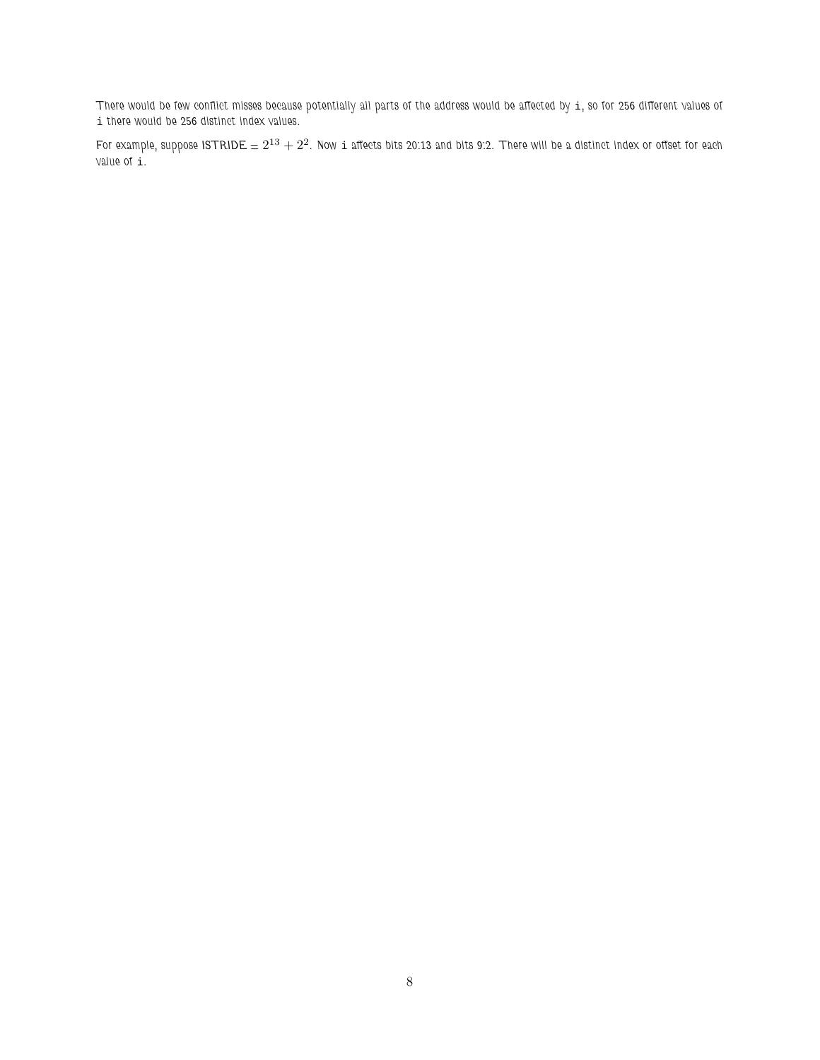There would be few conflict misses because potentially all parts of the address would be affected by `i`, so for 256 different values of `i` there would be 256 distinct index values.

For example, suppose ISTRIDE $= 2^{13} + 2^{2}$. Now `i` affects bits 20:13 and bits 9:2. There will be a distinct index or offset for each value of `i`.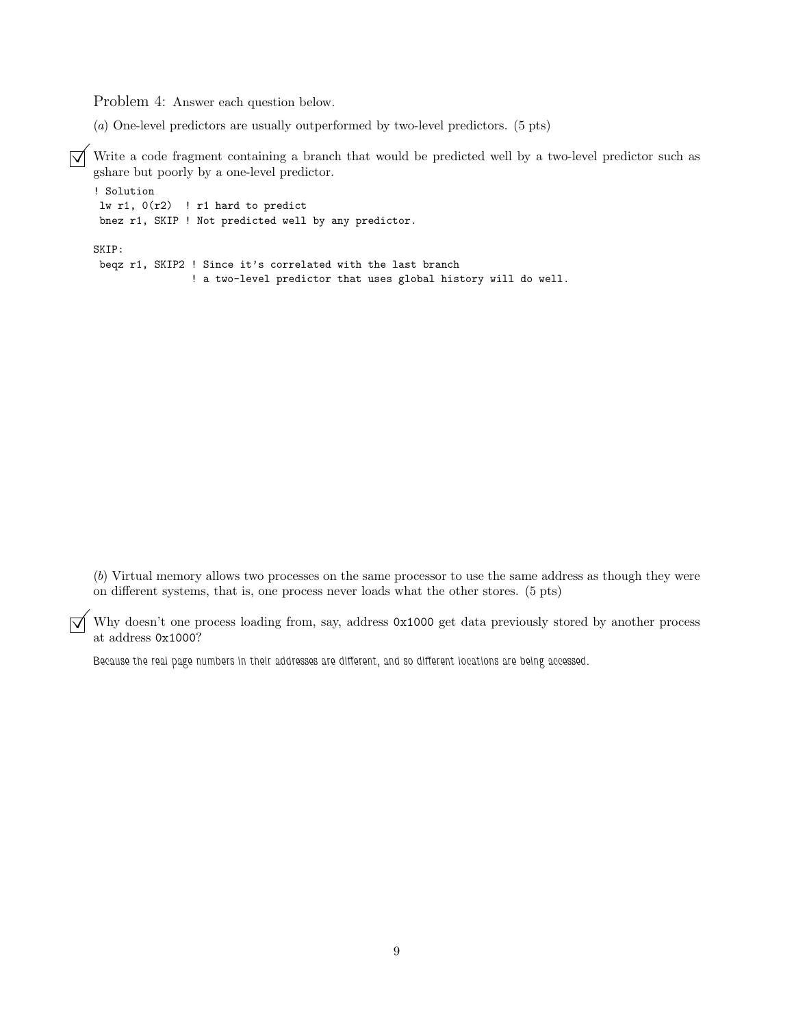Problem 4: Answer each question below.

(*a*) One-level predictors are usually outperformed by two-level predictors. (5 pts)

☑ Write a code fragment containing a branch that would be predicted well by a two-level predictor such as gshare but poorly by a one-level predictor.

```
! Solution
 lw r1, 0(r2)  ! r1 hard to predict
 bnez r1, SKIP ! Not predicted well by any predictor.

SKIP:
 beqz r1, SKIP2 ! Since it's correlated with the last branch
                ! a two-level predictor that uses global history will do well.
```

(*b*) Virtual memory allows two processes on the same processor to use the same address as though they were on different systems, that is, one process never loads what the other stores. (5 pts)

☑ Why doesn't one process loading from, say, address `0x1000` get data previously stored by another process at address `0x1000`?

Because the real page numbers in their addresses are different, and so different locations are being accessed.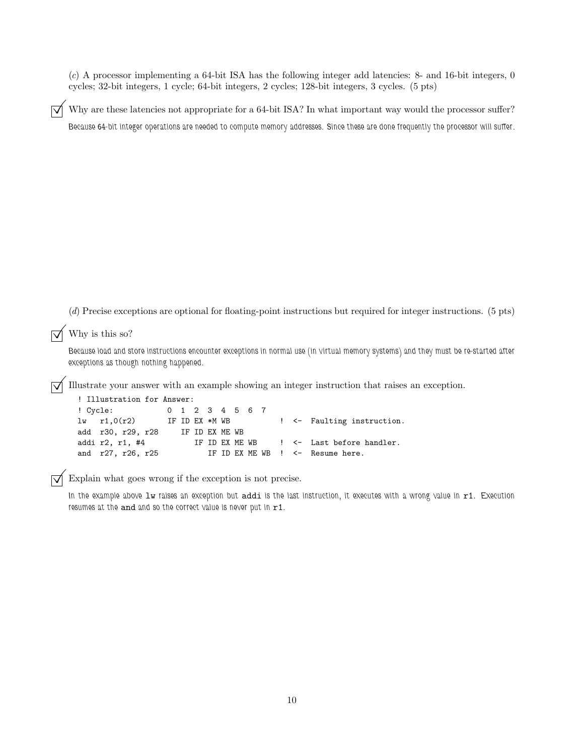(*c*) A processor implementing a 64-bit ISA has the following integer add latencies: 8- and 16-bit integers, 0 cycles; 32-bit integers, 1 cycle; 64-bit integers, 2 cycles; 128-bit integers, 3 cycles. (5 pts)

☑ Why are these latencies not appropriate for a 64-bit ISA? In what important way would the processor suffer?

*Because 64-bit integer operations are needed to compute memory addresses. Since these are done frequently the processor will suffer.*

(*d*) Precise exceptions are optional for floating-point instructions but required for integer instructions. (5 pts)

☑ Why is this so?

*Because load and store instructions encounter exceptions in normal use (in virtual memory systems) and they must be re-started after exceptions as though nothing happened.*

☑ Illustrate your answer with an example showing an integer instruction that raises an exception.

```
! Illustration for Answer:
! Cycle:            0  1  2  3  4  5  6  7
lw   r1,0(r2)       IF ID EX *M WB             !  <-  Faulting instruction.
add  r30, r29, r28     IF ID EX ME WB
addi r2, r1, #4           IF ID EX ME WB       !  <-  Last before handler.
and  r27, r26, r25           IF ID EX ME WB    !  <-  Resume here.
```

☑ Explain what goes wrong if the exception is not precise.

*In the example above* `lw` *raises an exception but* `addi` *is the last instruction, it executes with a wrong value in* `r1`*. Execution resumes at the* `and` *and so the correct value is never put in* `r1`*.*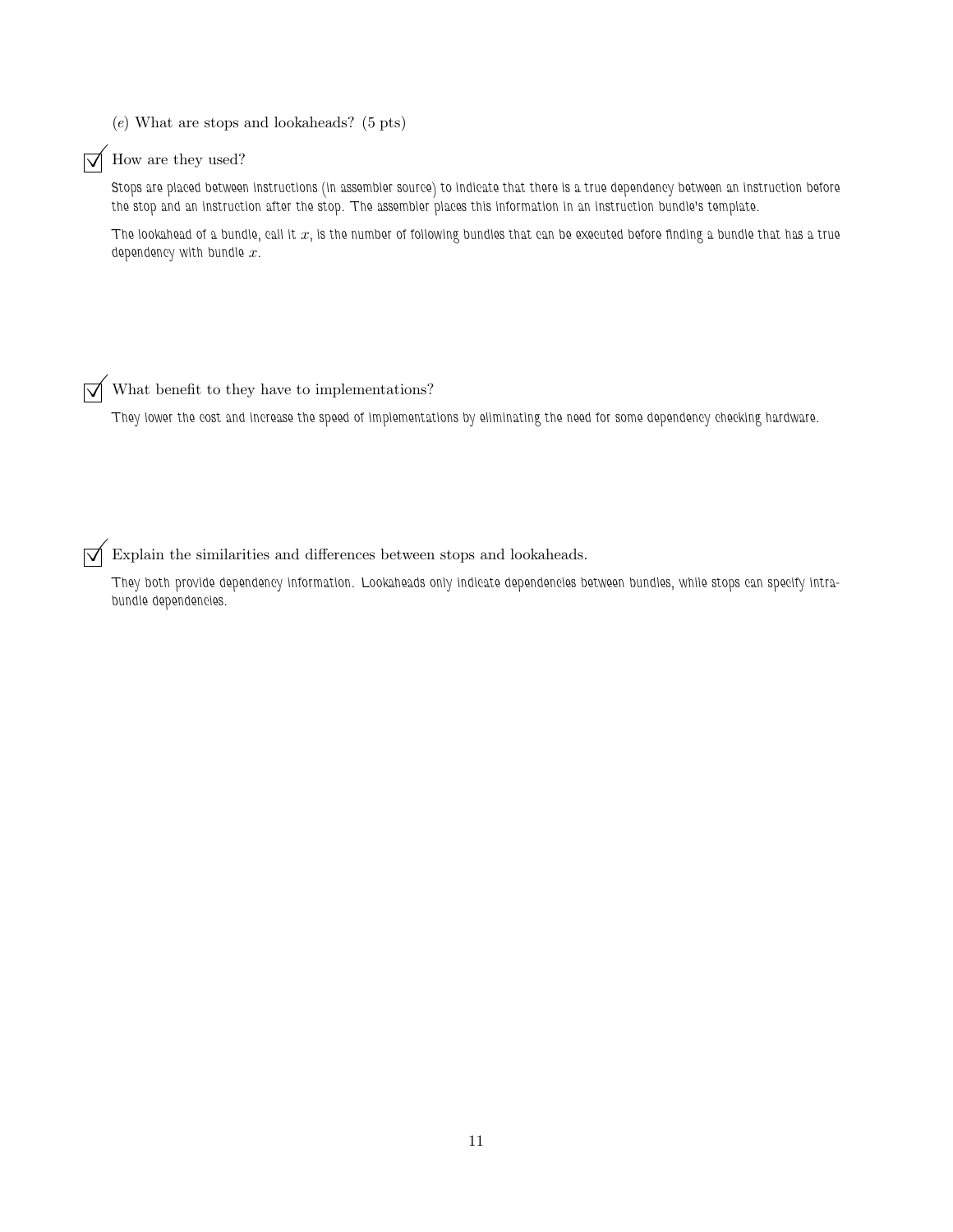(*e*) What are stops and lookaheads? (5 pts)

☑ How are they used?

Stops are placed between instructions (in assembler source) to indicate that there is a true dependency between an instruction before the stop and an instruction after the stop. The assembler places this information in an instruction bundle's template.

The lookahead of a bundle, call it $x$, is the number of following bundles that can be executed before finding a bundle that has a true dependency with bundle $x$.

☑ What benefit to they have to implementations?

They lower the cost and increase the speed of implementations by eliminating the need for some dependency checking hardware.

☑ Explain the similarities and differences between stops and lookaheads.

They both provide dependency information. Lookaheads only indicate dependencies between bundles, while stops can specify intra-bundle dependencies.